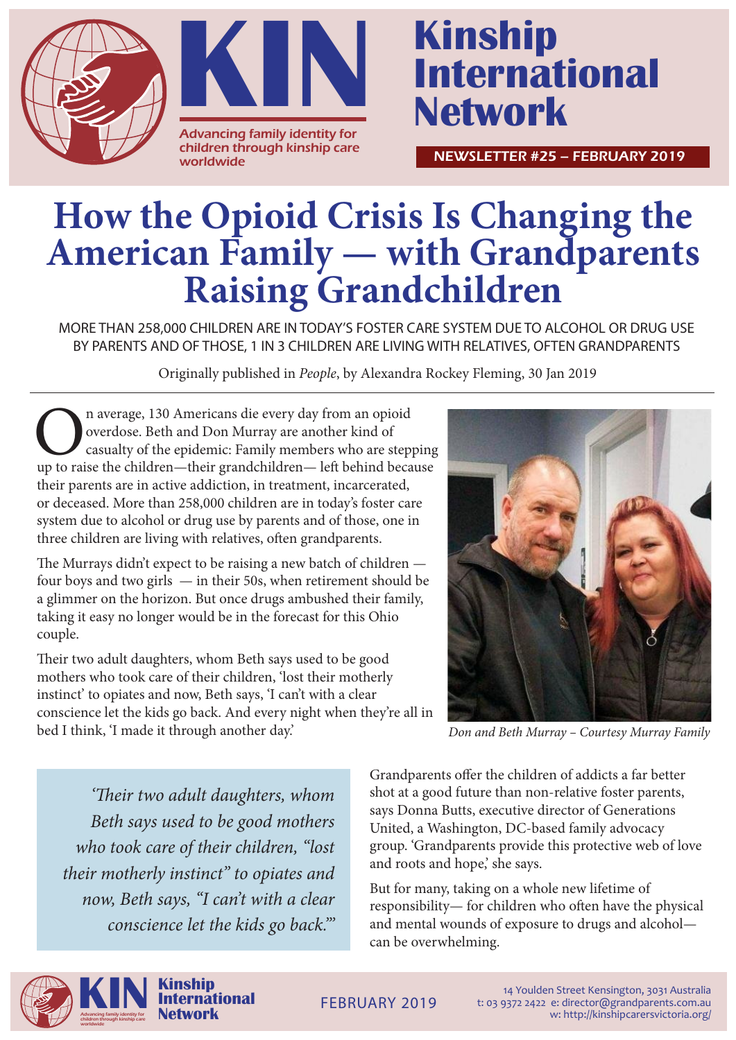# Kinship International Network

Advancing family identity for children through kinship care worldwide

NEWSLETTER #25 – FEBRUARY 2019

# How the Opioid Crisis Is Changing the American Family — with Grandparents Raising Grandchildren

MORE THAN 258,000 CHILDREN ARE IN TODAY'S FOSTER CARE SYSTEM DUE TO ALCOHOL OR DRUG USE BY PARENTS AND OF THOSE, 1 IN 3 CHILDREN ARE LIVING WITH RELATIVES, OFTEN GRANDPARENTS

Originally published in *People*, by Alexandra Rockey Fleming, 30 Jan 2019

On average, 130 Americans die every day from an opioid overdose. Beth and Don Murray are another kind of casualty of the epidemic: Family members who are stepping up to raise the children—their grandchildren— left behind because their parents are in active addiction, in treatment, incarcerated, or deceased. More than 258,000 children are in today's foster care system due to alcohol or drug use by parents and of those, one in three children are living with relatives, often grandparents.

The Murrays didn't expect to be raising a new batch of children — four boys and two girls — in their 50s, when retirement should be a glimmer on the horizon. But once drugs ambushed their family, taking it easy no longer would be in the forecast for this Ohio couple.

Their two adult daughters, whom Beth says used to be good mothers who took care of their children, 'lost their motherly instinct' to opiates and now, Beth says, 'I can't with a clear conscience let the kids go back. And every night when they're all in bed I think, 'I made it through another day.'

Don and Beth Murray – Courtesy Murray Family

> *'Their two adult daughters, whom Beth says used to be good mothers who took care of their children, "lost their motherly instinct" to opiates and now, Beth says, "I can't with a clear conscience let the kids go back."'*

Grandparents offer the children of addicts a far better shot at a good future than non-relative foster parents, says Donna Butts, executive director of Generations United, a Washington, DC-based family advocacy group. 'Grandparents provide this protective web of love and roots and hope,' she says.

But for many, taking on a whole new lifetime of responsibility— for children who often have the physical and mental wounds of exposure to drugs and alcohol— can be overwhelming.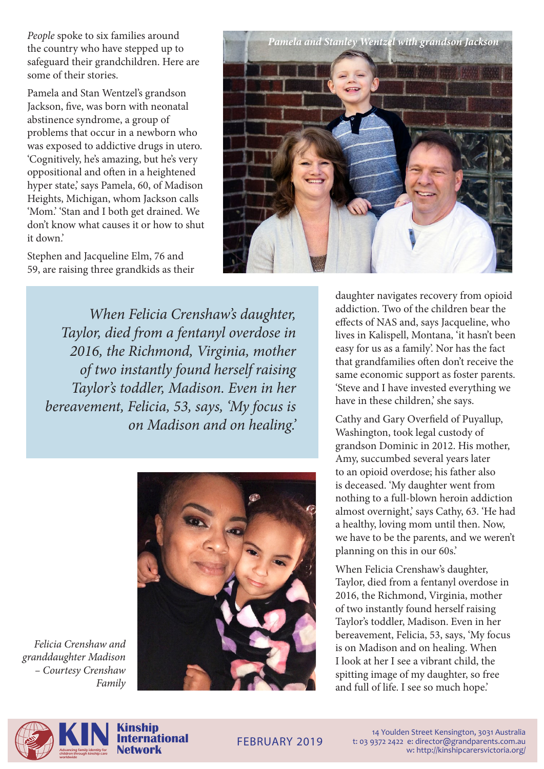*People* spoke to six families around the country who have stepped up to safeguard their grandchildren. Here are some of their stories.

Pamela and Stanley Wentzel with grandson Jackson

Pamela and Stan Wentzel's grandson Jackson, five, was born with neonatal abstinence syndrome, a group of problems that occur in a newborn who was exposed to addictive drugs in utero. 'Cognitively, he's amazing, but he's very oppositional and often in a heightened hyper state,' says Pamela, 60, of Madison Heights, Michigan, whom Jackson calls 'Mom.' 'Stan and I both get drained. We don't know what causes it or how to shut it down.'

Stephen and Jacqueline Elm, 76 and 59, are raising three grandkids as their daughter navigates recovery from opioid addiction. Two of the children bear the effects of NAS and, says Jacqueline, who lives in Kalispell, Montana, 'it hasn't been easy for us as a family.' Nor has the fact that grandfamilies often don't receive the same economic support as foster parents. 'Steve and I have invested everything we have in these children,' she says.

> *When Felicia Crenshaw's daughter, Taylor, died from a fentanyl overdose in 2016, the Richmond, Virginia, mother of two instantly found herself raising Taylor's toddler, Madison. Even in her bereavement, Felicia, 53, says, 'My focus is on Madison and on healing.'*

*Felicia Crenshaw and granddaughter Madison – Courtesy Crenshaw Family*

Cathy and Gary Overfield of Puyallup, Washington, took legal custody of grandson Dominic in 2012. His mother, Amy, succumbed several years later to an opioid overdose; his father also is deceased. 'My daughter went from nothing to a full-blown heroin addiction almost overnight,' says Cathy, 63. 'He had a healthy, loving mom until then. Now, we have to be the parents, and we weren't planning on this in our 60s.'

When Felicia Crenshaw's daughter, Taylor, died from a fentanyl overdose in 2016, the Richmond, Virginia, mother of two instantly found herself raising Taylor's toddler, Madison. Even in her bereavement, Felicia, 53, says, 'My focus is on Madison and on healing. When I look at her I see a vibrant child, the spitting image of my daughter, so free and full of life. I see so much hope.'